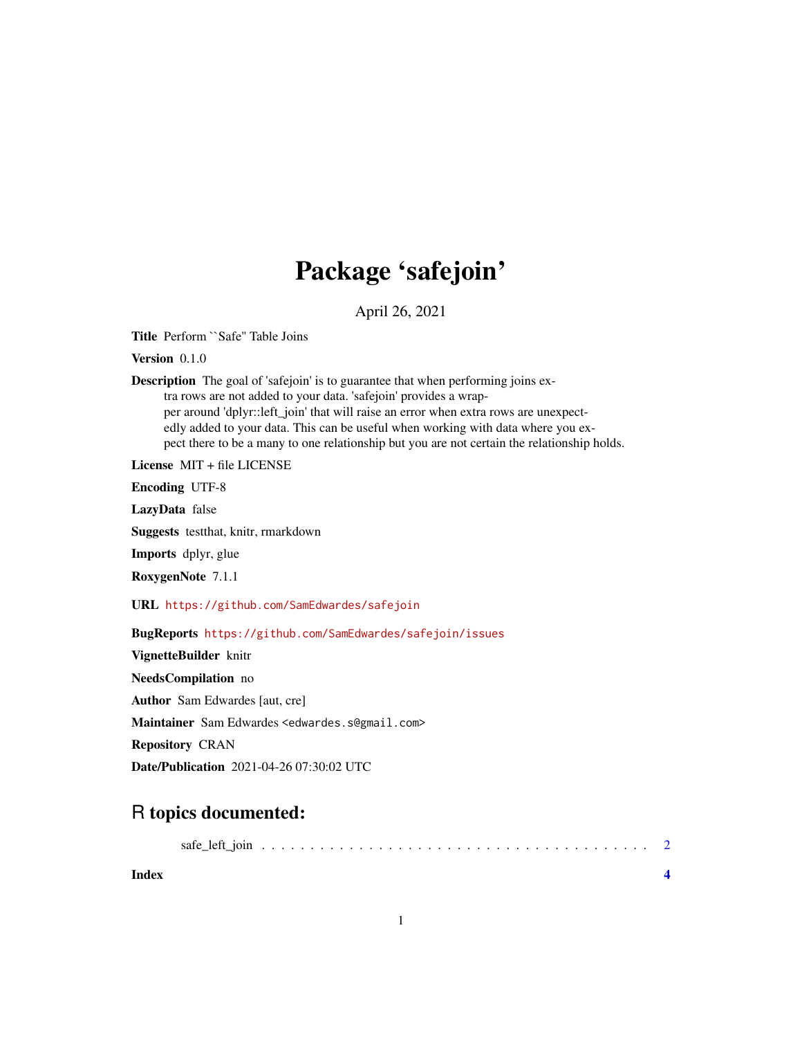# Package 'safejoin'

April 26, 2021

**Title** Perform ``Safe'' Table Joins

**Version** 0.1.0

**Description** The goal of 'safejoin' is to guarantee that when performing joins extra rows are not added to your data. 'safejoin' provides a wrapper around 'dplyr::left_join' that will raise an error when extra rows are unexpectedly added to your data. This can be useful when working with data where you expect there to be a many to one relationship but you are not certain the relationship holds.

**License** MIT + file LICENSE

**Encoding** UTF-8

**LazyData** false

**Suggests** testthat, knitr, rmarkdown

**Imports** dplyr, glue

**RoxygenNote** 7.1.1

**URL** https://github.com/SamEdwardes/safejoin

**BugReports** https://github.com/SamEdwardes/safejoin/issues

**VignetteBuilder** knitr

**NeedsCompilation** no

**Author** Sam Edwardes [aut, cre]

**Maintainer** Sam Edwardes <edwardes.s@gmail.com>

**Repository** CRAN

**Date/Publication** 2021-04-26 07:30:02 UTC

## R topics documented:

safe_left_join . . . . . . . . . . . . . . . . . . . . . . . . . . . . . . . . . . . . . . 2

**Index** **4**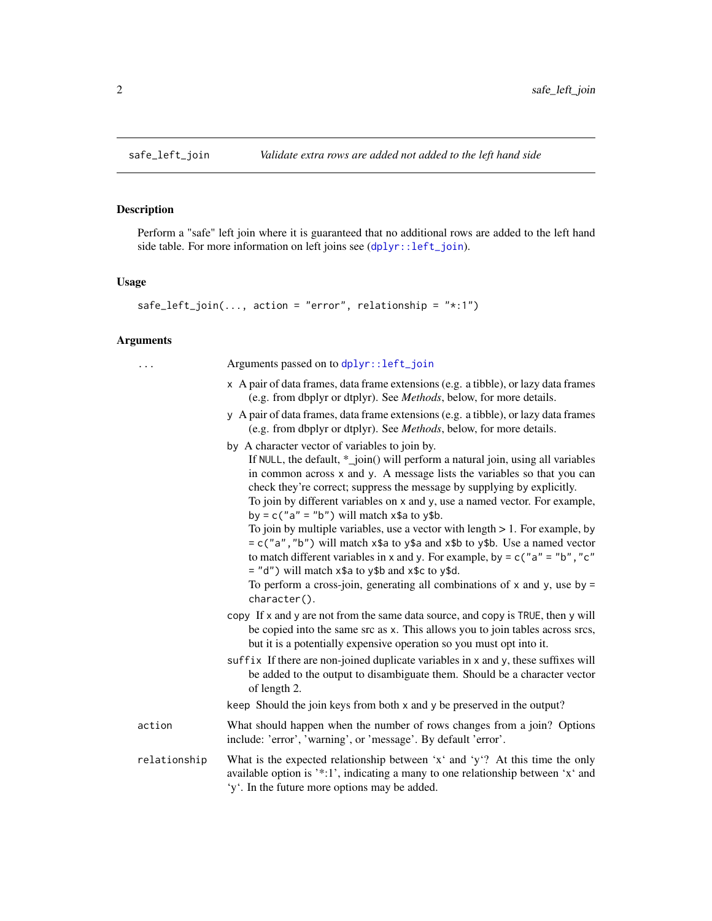## safe_left_join — *Validate extra rows are added not added to the left hand side*

### Description

Perform a "safe" left join where it is guaranteed that no additional rows are added to the left hand side table. For more information on left joins see (`dplyr::left_join`).

### Usage

```
safe_left_join(..., action = "error", relationship = "*:1")
```

### Arguments

`...` Arguments passed on to `dplyr::left_join`

- `x` A pair of data frames, data frame extensions (e.g. a tibble), or lazy data frames (e.g. from dbplyr or dtplyr). See *Methods*, below, for more details.
- `y` A pair of data frames, data frame extensions (e.g. a tibble), or lazy data frames (e.g. from dbplyr or dtplyr). See *Methods*, below, for more details.
- `by` A character vector of variables to join by.
  If `NULL`, the default, *_join() will perform a natural join, using all variables in common across `x` and `y`. A message lists the variables so that you can check they're correct; suppress the message by supplying `by` explicitly.
  To join by different variables on `x` and `y`, use a named vector. For example, `by = c("a" = "b")` will match `x$a` to `y$b`.
  To join by multiple variables, use a vector with length > 1. For example, `by = c("a","b")` will match `x$a` to `y$a` and `x$b` to `y$b`. Use a named vector to match different variables in `x` and `y`. For example, `by = c("a" = "b","c" = "d")` will match `x$a` to `y$b` and `x$c` to `y$d`.
  To perform a cross-join, generating all combinations of `x` and `y`, use `by = character()`.
- `copy` If `x` and `y` are not from the same data source, and `copy` is `TRUE`, then `y` will be copied into the same src as `x`. This allows you to join tables across srcs, but it is a potentially expensive operation so you must opt into it.
- `suffix` If there are non-joined duplicate variables in `x` and `y`, these suffixes will be added to the output to disambiguate them. Should be a character vector of length 2.
- `keep` Should the join keys from both `x` and `y` be preserved in the output?

`action` What should happen when the number of rows changes from a join? Options include: 'error', 'warning', or 'message'. By default 'error'.

`relationship` What is the expected relationship between `x` and `y`? At this time the only available option is '*:1', indicating a many to one relationship between `x` and `y`. In the future more options may be added.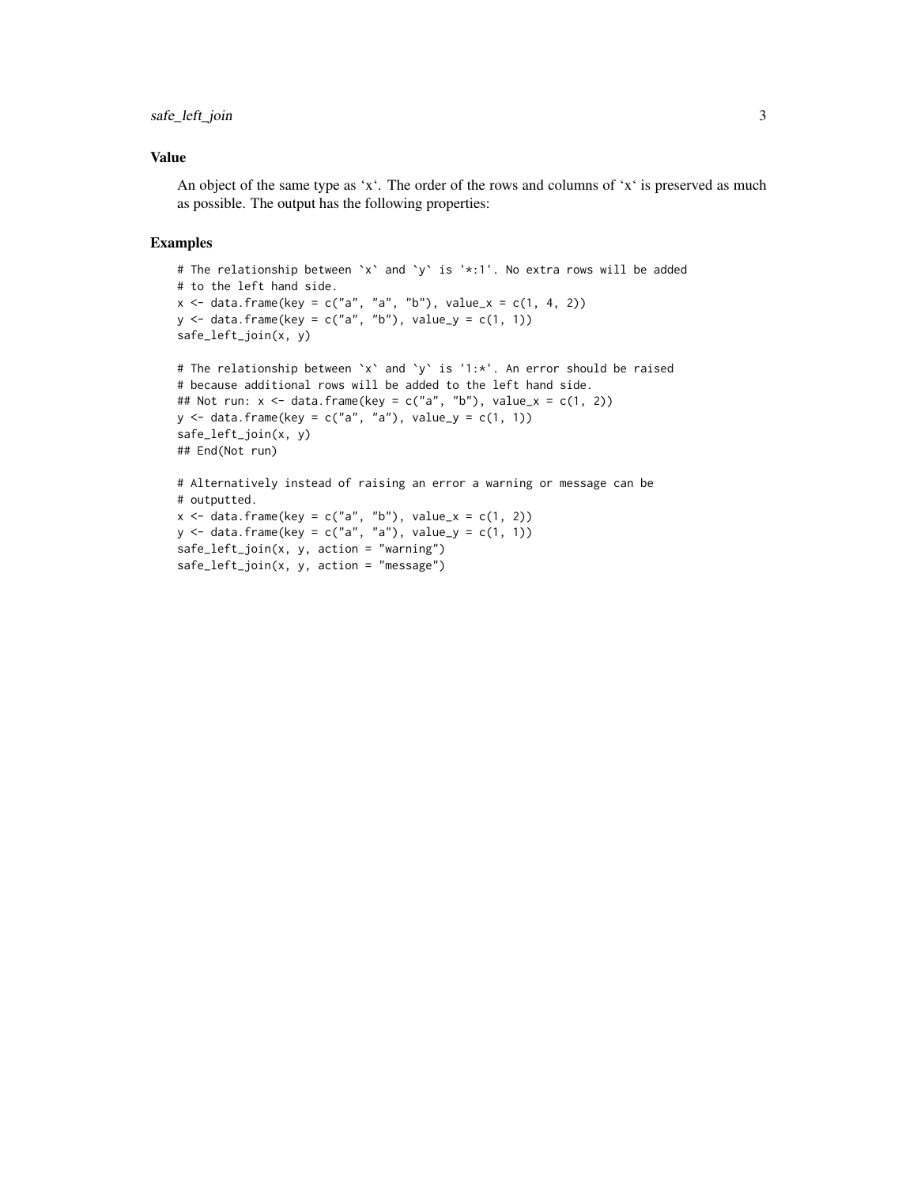## Value

An object of the same type as ‘x‘. The order of the rows and columns of ‘x‘ is preserved as much as possible. The output has the following properties:

## Examples

```
# The relationship between `x` and `y` is '*:1'. No extra rows will be added
# to the left hand side.
x <- data.frame(key = c("a", "a", "b"), value_x = c(1, 4, 2))
y <- data.frame(key = c("a", "b"), value_y = c(1, 1))
safe_left_join(x, y)

# The relationship between `x` and `y` is '1:*'. An error should be raised
# because additional rows will be added to the left hand side.
## Not run: x <- data.frame(key = c("a", "b"), value_x = c(1, 2))
y <- data.frame(key = c("a", "a"), value_y = c(1, 1))
safe_left_join(x, y)
## End(Not run)

# Alternatively instead of raising an error a warning or message can be
# outputted.
x <- data.frame(key = c("a", "b"), value_x = c(1, 2))
y <- data.frame(key = c("a", "a"), value_y = c(1, 1))
safe_left_join(x, y, action = "warning")
safe_left_join(x, y, action = "message")
```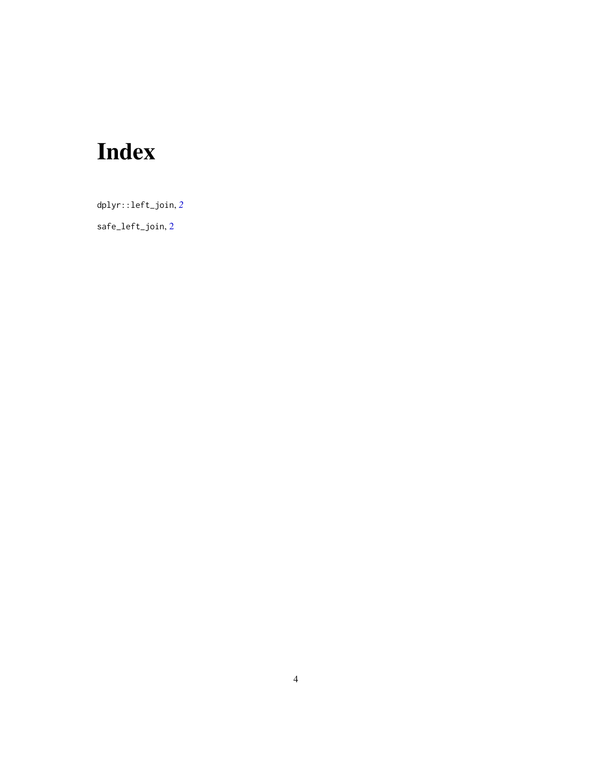# Index

dplyr::left_join, *2*

safe_left_join, 2